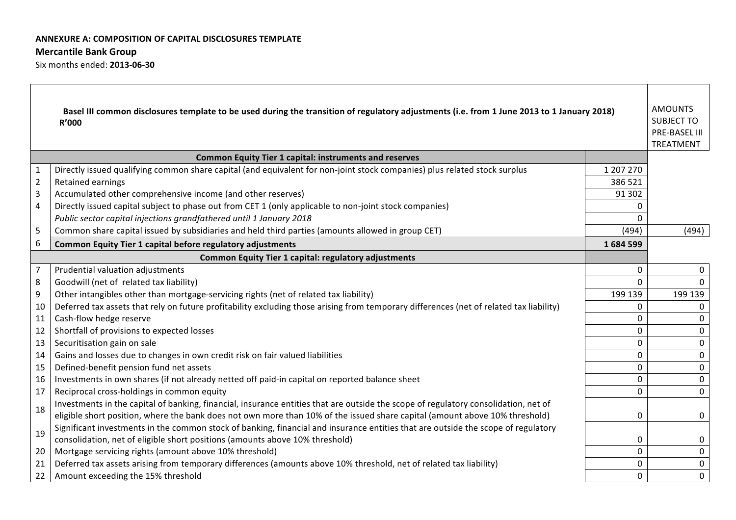**ANNEXURE A: COMPOSITION OF CAPITAL DISCLOSURES TEMPLATE**

**Mercantile Bank Group**

Six months ended: **2013-06-30**

| | **Basel III common disclosures template to be used during the transition of regulatory adjustments (i.e. from 1 June 2013 to 1 January 2018) R'000** | | AMOUNTS SUBJECT TO PRE-BASEL III TREATMENT |
|---|---|---|---|
| | **Common Equity Tier 1 capital: instruments and reserves** | | |
| 1 | Directly issued qualifying common share capital (and equivalent for non-joint stock companies) plus related stock surplus | 1 207 270 | |
| 2 | Retained earnings | 386 521 | |
| 3 | Accumulated other comprehensive income (and other reserves) | 91 302 | |
| 4 | Directly issued capital subject to phase out from CET 1 (only applicable to non-joint stock companies) | 0 | |
| | *Public sector capital injections grandfathered until 1 January 2018* | 0 | |
| 5 | Common share capital issued by subsidiaries and held third parties (amounts allowed in group CET) | (494) | (494) |
| 6 | **Common Equity Tier 1 capital before regulatory adjustments** | **1 684 599** | |
| | **Common Equity Tier 1 capital: regulatory adjustments** | | |
| 7 | Prudential valuation adjustments | 0 | 0 |
| 8 | Goodwill (net of related tax liability) | 0 | 0 |
| 9 | Other intangibles other than mortgage-servicing rights (net of related tax liability) | 199 139 | 199 139 |
| 10 | Deferred tax assets that rely on future profitability excluding those arising from temporary differences (net of related tax liability) | 0 | 0 |
| 11 | Cash-flow hedge reserve | 0 | 0 |
| 12 | Shortfall of provisions to expected losses | 0 | 0 |
| 13 | Securitisation gain on sale | 0 | 0 |
| 14 | Gains and losses due to changes in own credit risk on fair valued liabilities | 0 | 0 |
| 15 | Defined-benefit pension fund net assets | 0 | 0 |
| 16 | Investments in own shares (if not already netted off paid-in capital on reported balance sheet | 0 | 0 |
| 17 | Reciprocal cross-holdings in common equity | 0 | 0 |
| 18 | Investments in the capital of banking, financial, insurance entities that are outside the scope of regulatory consolidation, net of eligible short position, where the bank does not own more than 10% of the issued share capital (amount above 10% threshold) | 0 | 0 |
| 19 | Significant investments in the common stock of banking, financial and insurance entities that are outside the scope of regulatory consolidation, net of eligible short positions (amounts above 10% threshold) | 0 | 0 |
| 20 | Mortgage servicing rights (amount above 10% threshold) | 0 | 0 |
| 21 | Deferred tax assets arising from temporary differences (amounts above 10% threshold, net of related tax liability) | 0 | 0 |
| 22 | Amount exceeding the 15% threshold | 0 | 0 |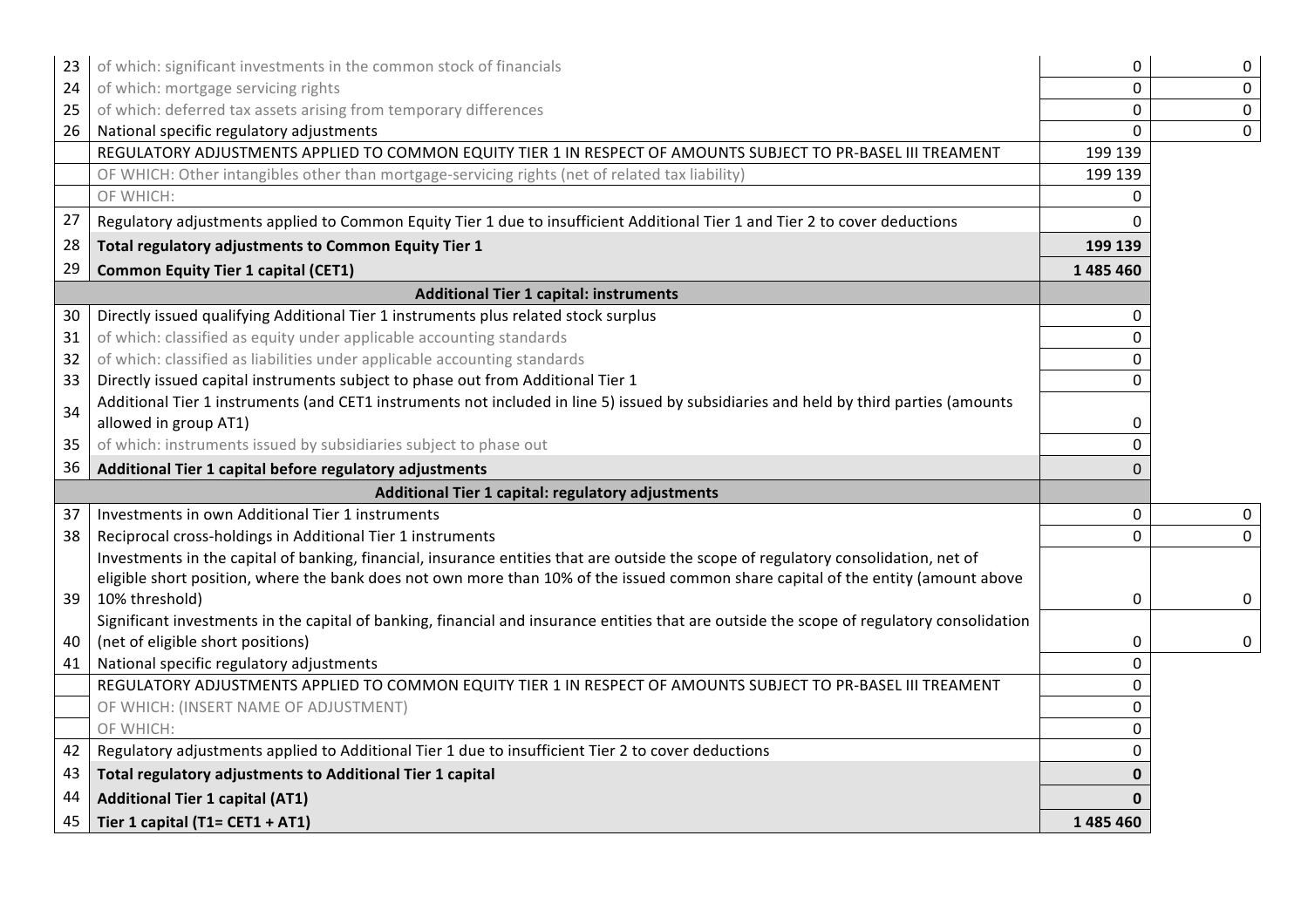| | | | |
|---|---|---|---|
| 23 | of which: significant investments in the common stock of financials | 0 | 0 |
| 24 | of which: mortgage servicing rights | 0 | 0 |
| 25 | of which: deferred tax assets arising from temporary differences | 0 | 0 |
| 26 | National specific regulatory adjustments | 0 | 0 |
| | REGULATORY ADJUSTMENTS APPLIED TO COMMON EQUITY TIER 1 IN RESPECT OF AMOUNTS SUBJECT TO PR-BASEL III TREAMENT | 199 139 | |
| | OF WHICH: Other intangibles other than mortgage-servicing rights (net of related tax liability) | 199 139 | |
| | OF WHICH: | 0 | |
| 27 | Regulatory adjustments applied to Common Equity Tier 1 due to insufficient Additional Tier 1 and Tier 2 to cover deductions | 0 | |
| 28 | **Total regulatory adjustments to Common Equity Tier 1** | **199 139** | |
| 29 | **Common Equity Tier 1 capital (CET1)** | **1 485 460** | |
| | **Additional Tier 1 capital: instruments** | | |
| 30 | Directly issued qualifying Additional Tier 1 instruments plus related stock surplus | 0 | |
| 31 | of which: classified as equity under applicable accounting standards | 0 | |
| 32 | of which: classified as liabilities under applicable accounting standards | 0 | |
| 33 | Directly issued capital instruments subject to phase out from Additional Tier 1 | 0 | |
| 34 | Additional Tier 1 instruments (and CET1 instruments not included in line 5) issued by subsidiaries and held by third parties (amounts allowed in group AT1) | 0 | |
| 35 | of which: instruments issued by subsidiaries subject to phase out | 0 | |
| 36 | **Additional Tier 1 capital before regulatory adjustments** | 0 | |
| | **Additional Tier 1 capital: regulatory adjustments** | | |
| 37 | Investments in own Additional Tier 1 instruments | 0 | 0 |
| 38 | Reciprocal cross-holdings in Additional Tier 1 instruments | 0 | 0 |
| 39 | Investments in the capital of banking, financial, insurance entities that are outside the scope of regulatory consolidation, net of eligible short position, where the bank does not own more than 10% of the issued common share capital of the entity (amount above 10% threshold) | 0 | 0 |
| 40 | Significant investments in the capital of banking, financial and insurance entities that are outside the scope of regulatory consolidation (net of eligible short positions) | 0 | 0 |
| 41 | National specific regulatory adjustments | 0 | |
| | REGULATORY ADJUSTMENTS APPLIED TO COMMON EQUITY TIER 1 IN RESPECT OF AMOUNTS SUBJECT TO PR-BASEL III TREAMENT | 0 | |
| | OF WHICH: (INSERT NAME OF ADJUSTMENT) | 0 | |
| | OF WHICH: | 0 | |
| 42 | Regulatory adjustments applied to Additional Tier 1 due to insufficient Tier 2 to cover deductions | 0 | |
| 43 | **Total regulatory adjustments to Additional Tier 1 capital** | **0** | |
| 44 | **Additional Tier 1 capital (AT1)** | **0** | |
| 45 | **Tier 1 capital (T1= CET1 + AT1)** | **1 485 460** | |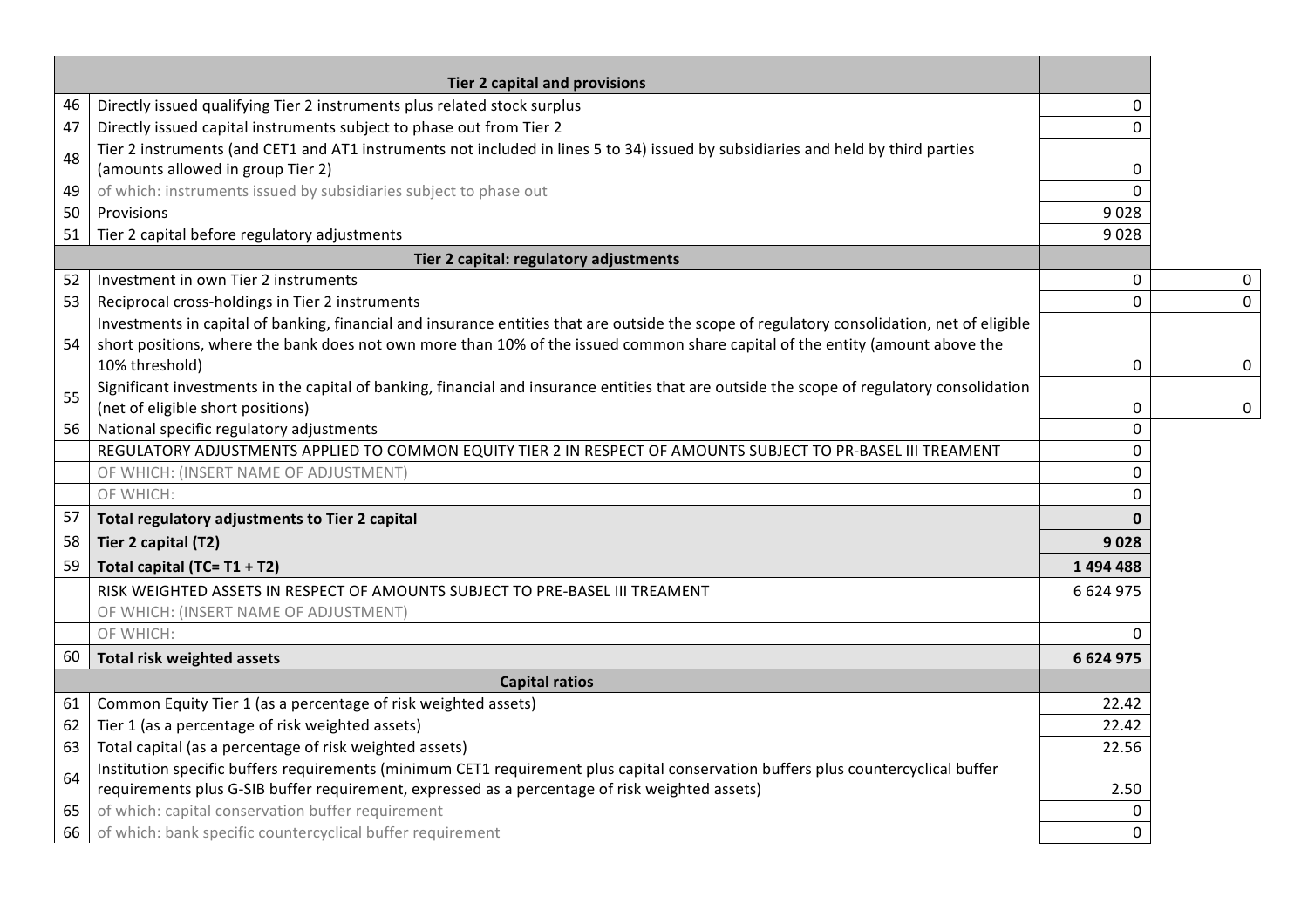| | Tier 2 capital and provisions | | |
|---|---|---|---|
| 46 | Directly issued qualifying Tier 2 instruments plus related stock surplus | 0 | |
| 47 | Directly issued capital instruments subject to phase out from Tier 2 | 0 | |
| 48 | Tier 2 instruments (and CET1 and AT1 instruments not included in lines 5 to 34) issued by subsidiaries and held by third parties (amounts allowed in group Tier 2) | 0 | |
| 49 | of which: instruments issued by subsidiaries subject to phase out | 0 | |
| 50 | Provisions | 9 028 | |
| 51 | Tier 2 capital before regulatory adjustments | 9 028 | |
| | **Tier 2 capital: regulatory adjustments** | | |
| 52 | Investment in own Tier 2 instruments | 0 | 0 |
| 53 | Reciprocal cross-holdings in Tier 2 instruments | 0 | 0 |
| 54 | Investments in capital of banking, financial and insurance entities that are outside the scope of regulatory consolidation, net of eligible short positions, where the bank does not own more than 10% of the issued common share capital of the entity (amount above the 10% threshold) | 0 | 0 |
| 55 | Significant investments in the capital of banking, financial and insurance entities that are outside the scope of regulatory consolidation (net of eligible short positions) | 0 | 0 |
| 56 | National specific regulatory adjustments | 0 | |
| | REGULATORY ADJUSTMENTS APPLIED TO COMMON EQUITY TIER 2 IN RESPECT OF AMOUNTS SUBJECT TO PR-BASEL III TREAMENT | 0 | |
| | OF WHICH: (INSERT NAME OF ADJUSTMENT) | 0 | |
| | OF WHICH: | 0 | |
| 57 | **Total regulatory adjustments to Tier 2 capital** | **0** | |
| 58 | **Tier 2 capital (T2)** | **9 028** | |
| 59 | **Total capital (TC= T1 + T2)** | **1 494 488** | |
| | RISK WEIGHTED ASSETS IN RESPECT OF AMOUNTS SUBJECT TO PRE-BASEL III TREAMENT | 6 624 975 | |
| | OF WHICH: (INSERT NAME OF ADJUSTMENT) | | |
| | OF WHICH: | 0 | |
| 60 | **Total risk weighted assets** | **6 624 975** | |
| | **Capital ratios** | | |
| 61 | Common Equity Tier 1 (as a percentage of risk weighted assets) | 22.42 | |
| 62 | Tier 1 (as a percentage of risk weighted assets) | 22.42 | |
| 63 | Total capital (as a percentage of risk weighted assets) | 22.56 | |
| 64 | Institution specific buffers requirements (minimum CET1 requirement plus capital conservation buffers plus countercyclical buffer requirements plus G-SIB buffer requirement, expressed as a percentage of risk weighted assets) | 2.50 | |
| 65 | of which: capital conservation buffer requirement | 0 | |
| 66 | of which: bank specific countercyclical buffer requirement | 0 | |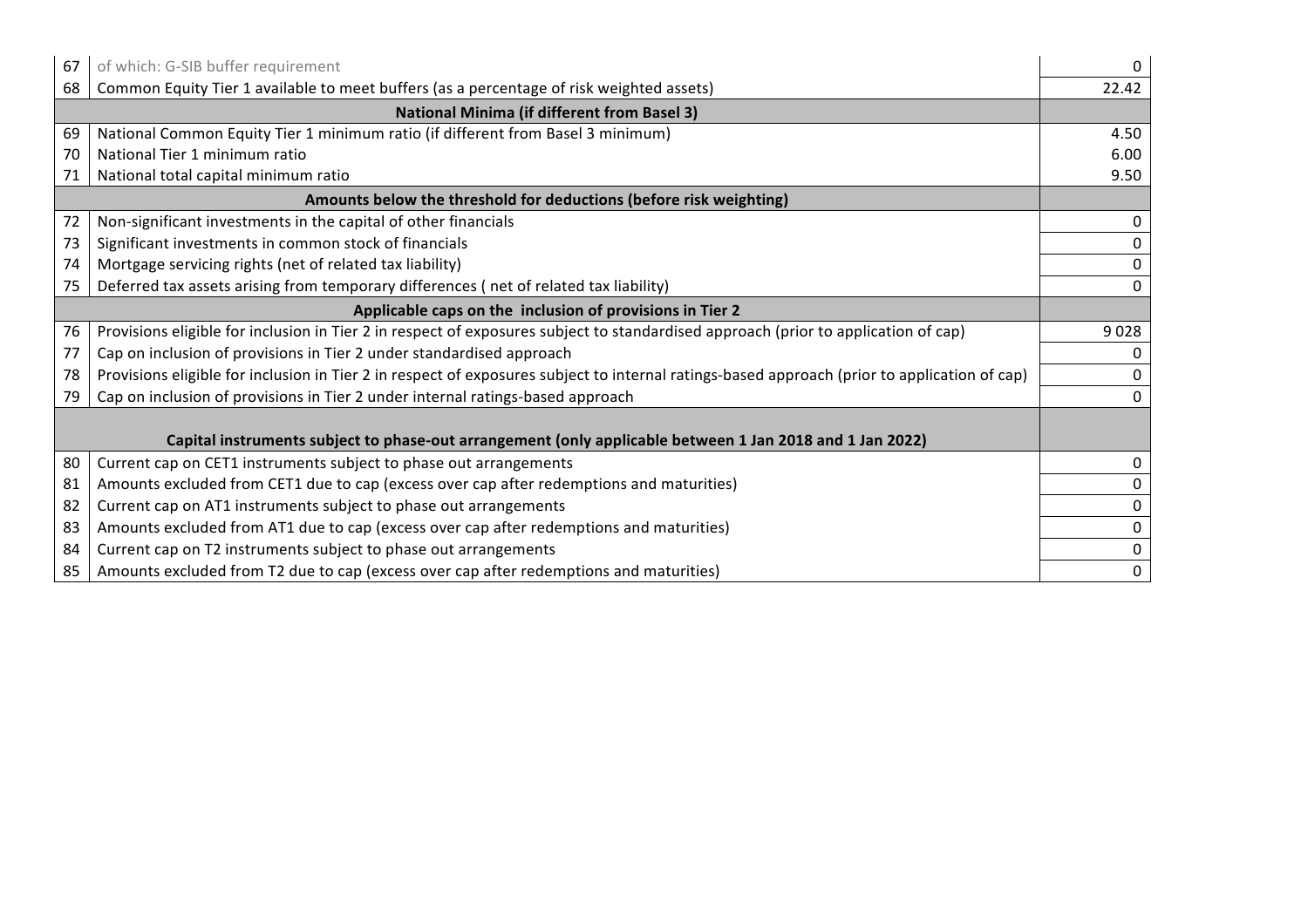| | | |
|---|---|---|
| 67 | of which: G-SIB buffer requirement | 0 |
| 68 | Common Equity Tier 1 available to meet buffers (as a percentage of risk weighted assets) | 22.42 |
| | **National Minima (if different from Basel 3)** | |
| 69 | National Common Equity Tier 1 minimum ratio (if different from Basel 3 minimum) | 4.50 |
| 70 | National Tier 1 minimum ratio | 6.00 |
| 71 | National total capital minimum ratio | 9.50 |
| | **Amounts below the threshold for deductions (before risk weighting)** | |
| 72 | Non-significant investments in the capital of other financials | 0 |
| 73 | Significant investments in common stock of financials | 0 |
| 74 | Mortgage servicing rights (net of related tax liability) | 0 |
| 75 | Deferred tax assets arising from temporary differences ( net of related tax liability) | 0 |
| | **Applicable caps on the inclusion of provisions in Tier 2** | |
| 76 | Provisions eligible for inclusion in Tier 2 in respect of exposures subject to standardised approach (prior to application of cap) | 9 028 |
| 77 | Cap on inclusion of provisions in Tier 2 under standardised approach | 0 |
| 78 | Provisions eligible for inclusion in Tier 2 in respect of exposures subject to internal ratings-based approach (prior to application of cap) | 0 |
| 79 | Cap on inclusion of provisions in Tier 2 under internal ratings-based approach | 0 |
| | **Capital instruments subject to phase-out arrangement (only applicable between 1 Jan 2018 and 1 Jan 2022)** | |
| 80 | Current cap on CET1 instruments subject to phase out arrangements | 0 |
| 81 | Amounts excluded from CET1 due to cap (excess over cap after redemptions and maturities) | 0 |
| 82 | Current cap on AT1 instruments subject to phase out arrangements | 0 |
| 83 | Amounts excluded from AT1 due to cap (excess over cap after redemptions and maturities) | 0 |
| 84 | Current cap on T2 instruments subject to phase out arrangements | 0 |
| 85 | Amounts excluded from T2 due to cap (excess over cap after redemptions and maturities) | 0 |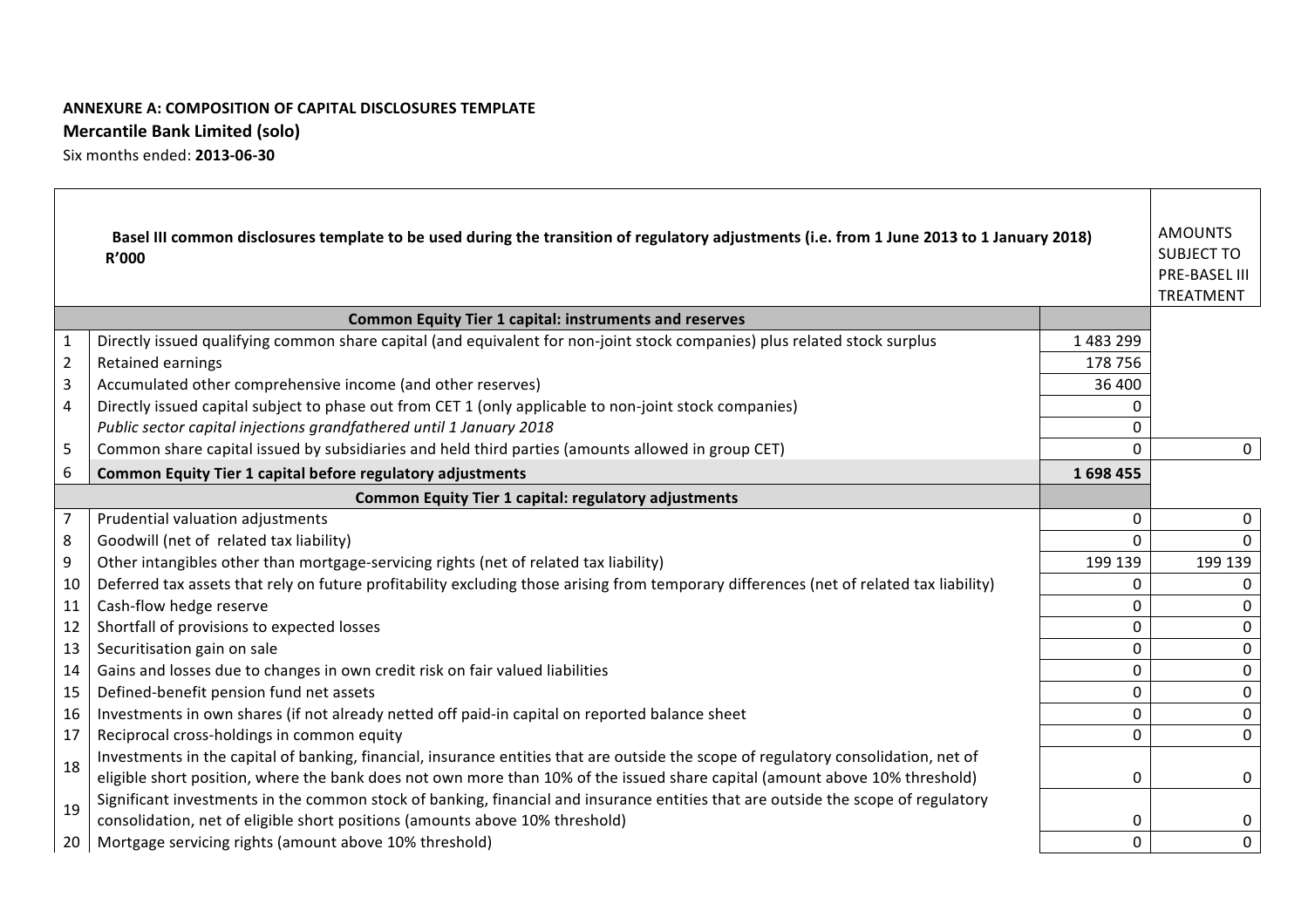**ANNEXURE A: COMPOSITION OF CAPITAL DISCLOSURES TEMPLATE**

**Mercantile Bank Limited (solo)**

Six months ended: **2013-06-30**

| | **Basel III common disclosures template to be used during the transition of regulatory adjustments (i.e. from 1 June 2013 to 1 January 2018) R'000** | | AMOUNTS SUBJECT TO PRE-BASEL III TREATMENT |
|---|---|---|---|
| | **Common Equity Tier 1 capital: instruments and reserves** | | |
| 1 | Directly issued qualifying common share capital (and equivalent for non-joint stock companies) plus related stock surplus | 1 483 299 | |
| 2 | Retained earnings | 178 756 | |
| 3 | Accumulated other comprehensive income (and other reserves) | 36 400 | |
| 4 | Directly issued capital subject to phase out from CET 1 (only applicable to non-joint stock companies) | 0 | |
| | *Public sector capital injections grandfathered until 1 January 2018* | 0 | |
| 5 | Common share capital issued by subsidiaries and held third parties (amounts allowed in group CET) | 0 | 0 |
| 6 | **Common Equity Tier 1 capital before regulatory adjustments** | **1 698 455** | |
| | **Common Equity Tier 1 capital: regulatory adjustments** | | |
| 7 | Prudential valuation adjustments | 0 | 0 |
| 8 | Goodwill (net of related tax liability) | 0 | 0 |
| 9 | Other intangibles other than mortgage-servicing rights (net of related tax liability) | 199 139 | 199 139 |
| 10 | Deferred tax assets that rely on future profitability excluding those arising from temporary differences (net of related tax liability) | 0 | 0 |
| 11 | Cash-flow hedge reserve | 0 | 0 |
| 12 | Shortfall of provisions to expected losses | 0 | 0 |
| 13 | Securitisation gain on sale | 0 | 0 |
| 14 | Gains and losses due to changes in own credit risk on fair valued liabilities | 0 | 0 |
| 15 | Defined-benefit pension fund net assets | 0 | 0 |
| 16 | Investments in own shares (if not already netted off paid-in capital on reported balance sheet | 0 | 0 |
| 17 | Reciprocal cross-holdings in common equity | 0 | 0 |
| 18 | Investments in the capital of banking, financial, insurance entities that are outside the scope of regulatory consolidation, net of eligible short position, where the bank does not own more than 10% of the issued share capital (amount above 10% threshold) | 0 | 0 |
| 19 | Significant investments in the common stock of banking, financial and insurance entities that are outside the scope of regulatory consolidation, net of eligible short positions (amounts above 10% threshold) | 0 | 0 |
| 20 | Mortgage servicing rights (amount above 10% threshold) | 0 | 0 |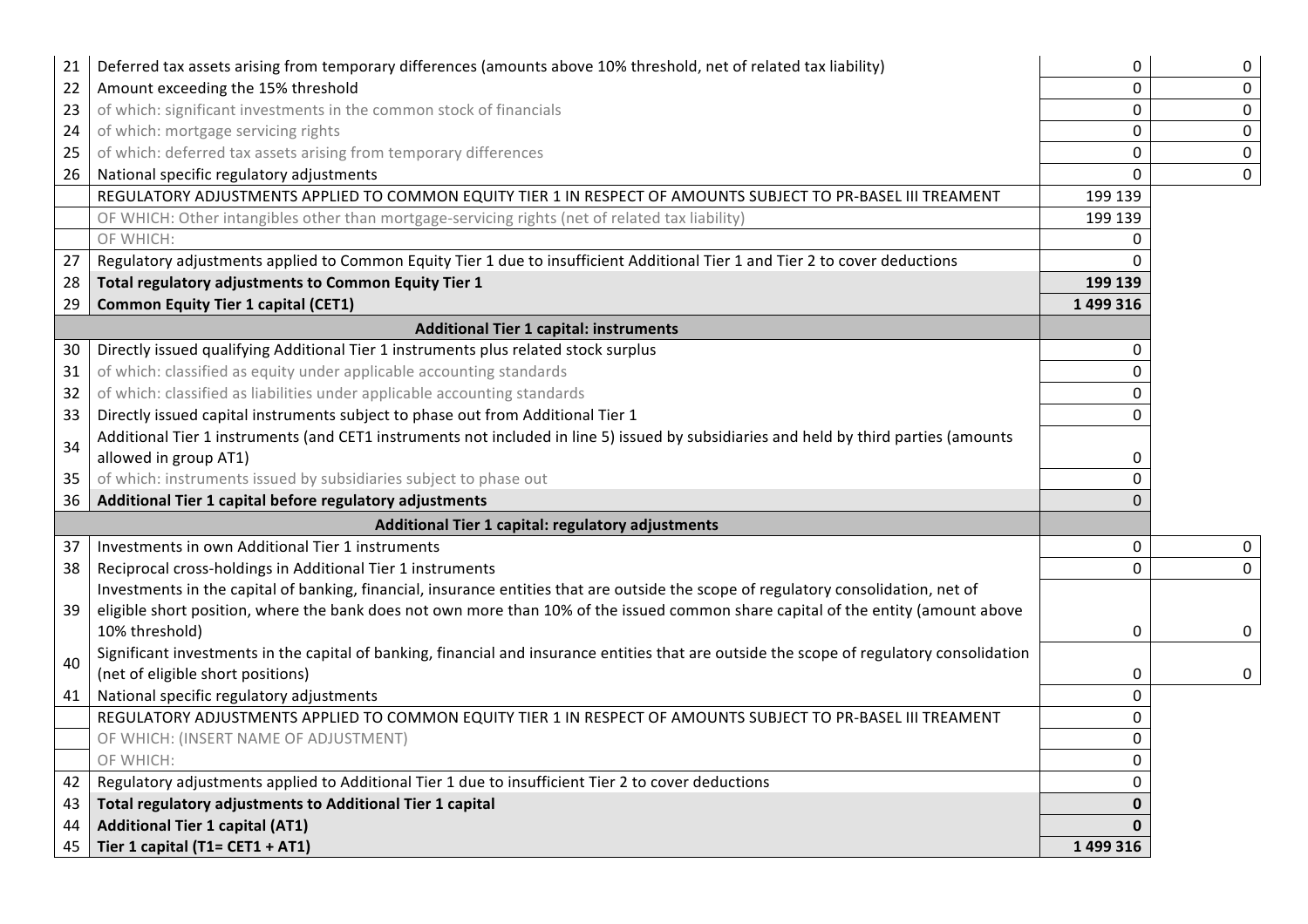| | | | |
|---|---|---|---|
| 21 | Deferred tax assets arising from temporary differences (amounts above 10% threshold, net of related tax liability) | 0 | 0 |
| 22 | Amount exceeding the 15% threshold | 0 | 0 |
| 23 | of which: significant investments in the common stock of financials | 0 | 0 |
| 24 | of which: mortgage servicing rights | 0 | 0 |
| 25 | of which: deferred tax assets arising from temporary differences | 0 | 0 |
| 26 | National specific regulatory adjustments | 0 | 0 |
| | REGULATORY ADJUSTMENTS APPLIED TO COMMON EQUITY TIER 1 IN RESPECT OF AMOUNTS SUBJECT TO PR-BASEL III TREAMENT | 199 139 | |
| | OF WHICH: Other intangibles other than mortgage-servicing rights (net of related tax liability) | 199 139 | |
| | OF WHICH: | 0 | |
| 27 | Regulatory adjustments applied to Common Equity Tier 1 due to insufficient Additional Tier 1 and Tier 2 to cover deductions | 0 | |
| 28 | **Total regulatory adjustments to Common Equity Tier 1** | **199 139** | |
| 29 | **Common Equity Tier 1 capital (CET1)** | **1 499 316** | |
| | **Additional Tier 1 capital: instruments** | | |
| 30 | Directly issued qualifying Additional Tier 1 instruments plus related stock surplus | 0 | |
| 31 | of which: classified as equity under applicable accounting standards | 0 | |
| 32 | of which: classified as liabilities under applicable accounting standards | 0 | |
| 33 | Directly issued capital instruments subject to phase out from Additional Tier 1 | 0 | |
| 34 | Additional Tier 1 instruments (and CET1 instruments not included in line 5) issued by subsidiaries and held by third parties (amounts allowed in group AT1) | 0 | |
| 35 | of which: instruments issued by subsidiaries subject to phase out | 0 | |
| 36 | **Additional Tier 1 capital before regulatory adjustments** | 0 | |
| | **Additional Tier 1 capital: regulatory adjustments** | | |
| 37 | Investments in own Additional Tier 1 instruments | 0 | 0 |
| 38 | Reciprocal cross-holdings in Additional Tier 1 instruments | 0 | 0 |
| 39 | Investments in the capital of banking, financial, insurance entities that are outside the scope of regulatory consolidation, net of eligible short position, where the bank does not own more than 10% of the issued common share capital of the entity (amount above 10% threshold) | 0 | 0 |
| 40 | Significant investments in the capital of banking, financial and insurance entities that are outside the scope of regulatory consolidation (net of eligible short positions) | 0 | 0 |
| 41 | National specific regulatory adjustments | 0 | |
| | REGULATORY ADJUSTMENTS APPLIED TO COMMON EQUITY TIER 1 IN RESPECT OF AMOUNTS SUBJECT TO PR-BASEL III TREAMENT | 0 | |
| | OF WHICH: (INSERT NAME OF ADJUSTMENT) | 0 | |
| | OF WHICH: | 0 | |
| 42 | Regulatory adjustments applied to Additional Tier 1 due to insufficient Tier 2 to cover deductions | 0 | |
| 43 | **Total regulatory adjustments to Additional Tier 1 capital** | **0** | |
| 44 | **Additional Tier 1 capital (AT1)** | **0** | |
| 45 | **Tier 1 capital (T1= CET1 + AT1)** | **1 499 316** | |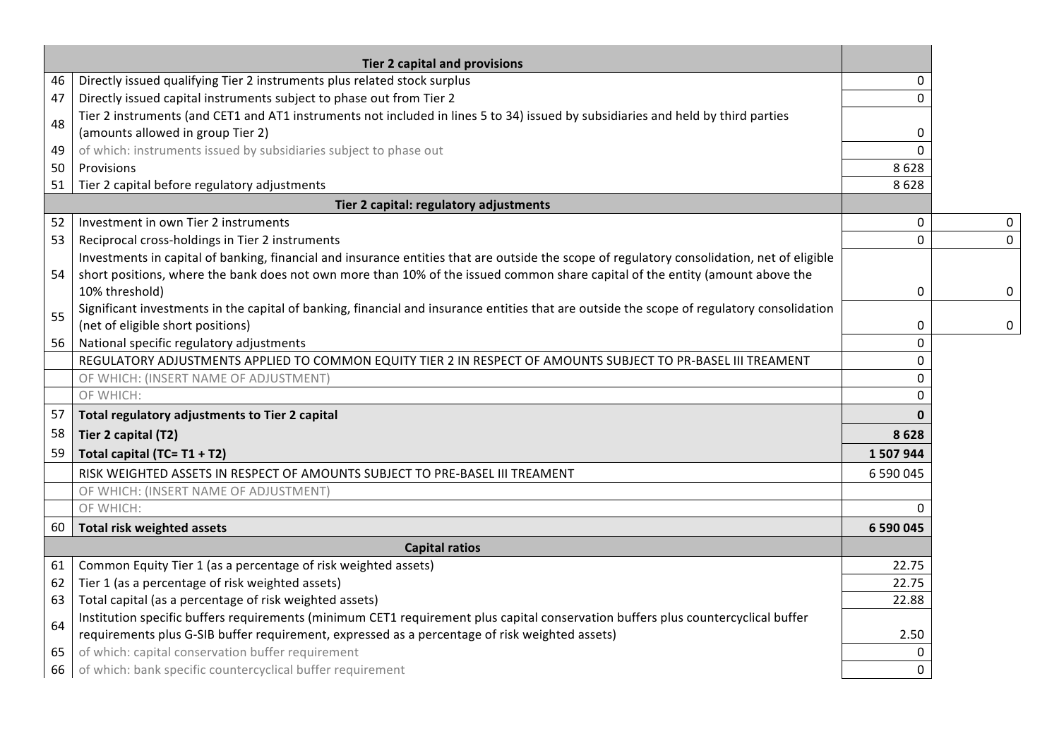| | | | |
|---|---|---|---|
| | **Tier 2 capital and provisions** | | |
| 46 | Directly issued qualifying Tier 2 instruments plus related stock surplus | 0 | |
| 47 | Directly issued capital instruments subject to phase out from Tier 2 | 0 | |
| 48 | Tier 2 instruments (and CET1 and AT1 instruments not included in lines 5 to 34) issued by subsidiaries and held by third parties (amounts allowed in group Tier 2) | 0 | |
| 49 | of which: instruments issued by subsidiaries subject to phase out | 0 | |
| 50 | Provisions | 8 628 | |
| 51 | Tier 2 capital before regulatory adjustments | 8 628 | |
| | **Tier 2 capital: regulatory adjustments** | | |
| 52 | Investment in own Tier 2 instruments | 0 | 0 |
| 53 | Reciprocal cross-holdings in Tier 2 instruments | 0 | 0 |
| 54 | Investments in capital of banking, financial and insurance entities that are outside the scope of regulatory consolidation, net of eligible short positions, where the bank does not own more than 10% of the issued common share capital of the entity (amount above the 10% threshold) | 0 | 0 |
| 55 | Significant investments in the capital of banking, financial and insurance entities that are outside the scope of regulatory consolidation (net of eligible short positions) | 0 | 0 |
| 56 | National specific regulatory adjustments | 0 | |
| | REGULATORY ADJUSTMENTS APPLIED TO COMMON EQUITY TIER 2 IN RESPECT OF AMOUNTS SUBJECT TO PR-BASEL III TREAMENT | 0 | |
| | OF WHICH: (INSERT NAME OF ADJUSTMENT) | 0 | |
| | OF WHICH: | 0 | |
| 57 | **Total regulatory adjustments to Tier 2 capital** | **0** | |
| 58 | **Tier 2 capital (T2)** | **8 628** | |
| 59 | **Total capital (TC= T1 + T2)** | **1 507 944** | |
| | RISK WEIGHTED ASSETS IN RESPECT OF AMOUNTS SUBJECT TO PRE-BASEL III TREAMENT | 6 590 045 | |
| | OF WHICH: (INSERT NAME OF ADJUSTMENT) | | |
| | OF WHICH: | 0 | |
| 60 | **Total risk weighted assets** | **6 590 045** | |
| | **Capital ratios** | | |
| 61 | Common Equity Tier 1 (as a percentage of risk weighted assets) | 22.75 | |
| 62 | Tier 1 (as a percentage of risk weighted assets) | 22.75 | |
| 63 | Total capital (as a percentage of risk weighted assets) | 22.88 | |
| 64 | Institution specific buffers requirements (minimum CET1 requirement plus capital conservation buffers plus countercyclical buffer requirements plus G-SIB buffer requirement, expressed as a percentage of risk weighted assets) | 2.50 | |
| 65 | of which: capital conservation buffer requirement | 0 | |
| 66 | of which: bank specific countercyclical buffer requirement | 0 | |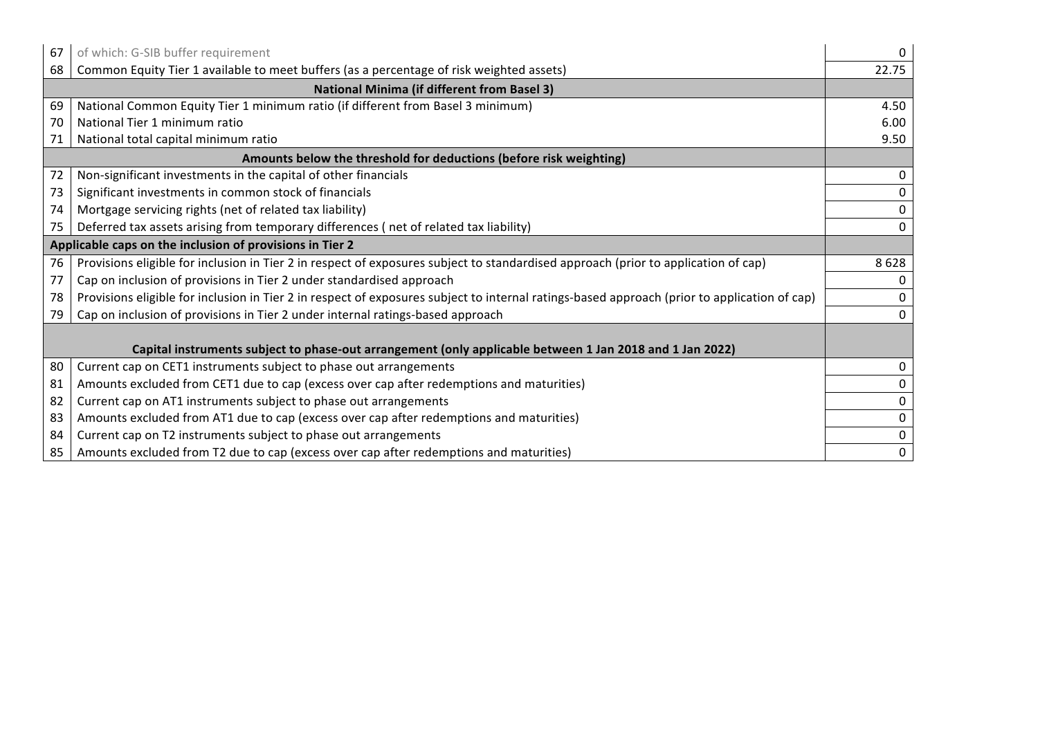| | | |
|---|---|---|
| 67 | of which: G-SIB buffer requirement | 0 |
| 68 | Common Equity Tier 1 available to meet buffers (as a percentage of risk weighted assets) | 22.75 |
| | **National Minima (if different from Basel 3)** | |
| 69 | National Common Equity Tier 1 minimum ratio (if different from Basel 3 minimum) | 4.50 |
| 70 | National Tier 1 minimum ratio | 6.00 |
| 71 | National total capital minimum ratio | 9.50 |
| | **Amounts below the threshold for deductions (before risk weighting)** | |
| 72 | Non-significant investments in the capital of other financials | 0 |
| 73 | Significant investments in common stock of financials | 0 |
| 74 | Mortgage servicing rights (net of related tax liability) | 0 |
| 75 | Deferred tax assets arising from temporary differences ( net of related tax liability) | 0 |
| | **Applicable caps on the inclusion of provisions in Tier 2** | |
| 76 | Provisions eligible for inclusion in Tier 2 in respect of exposures subject to standardised approach (prior to application of cap) | 8 628 |
| 77 | Cap on inclusion of provisions in Tier 2 under standardised approach | 0 |
| 78 | Provisions eligible for inclusion in Tier 2 in respect of exposures subject to internal ratings-based approach (prior to application of cap) | 0 |
| 79 | Cap on inclusion of provisions in Tier 2 under internal ratings-based approach | 0 |
| | **Capital instruments subject to phase-out arrangement (only applicable between 1 Jan 2018 and 1 Jan 2022)** | |
| 80 | Current cap on CET1 instruments subject to phase out arrangements | 0 |
| 81 | Amounts excluded from CET1 due to cap (excess over cap after redemptions and maturities) | 0 |
| 82 | Current cap on AT1 instruments subject to phase out arrangements | 0 |
| 83 | Amounts excluded from AT1 due to cap (excess over cap after redemptions and maturities) | 0 |
| 84 | Current cap on T2 instruments subject to phase out arrangements | 0 |
| 85 | Amounts excluded from T2 due to cap (excess over cap after redemptions and maturities) | 0 |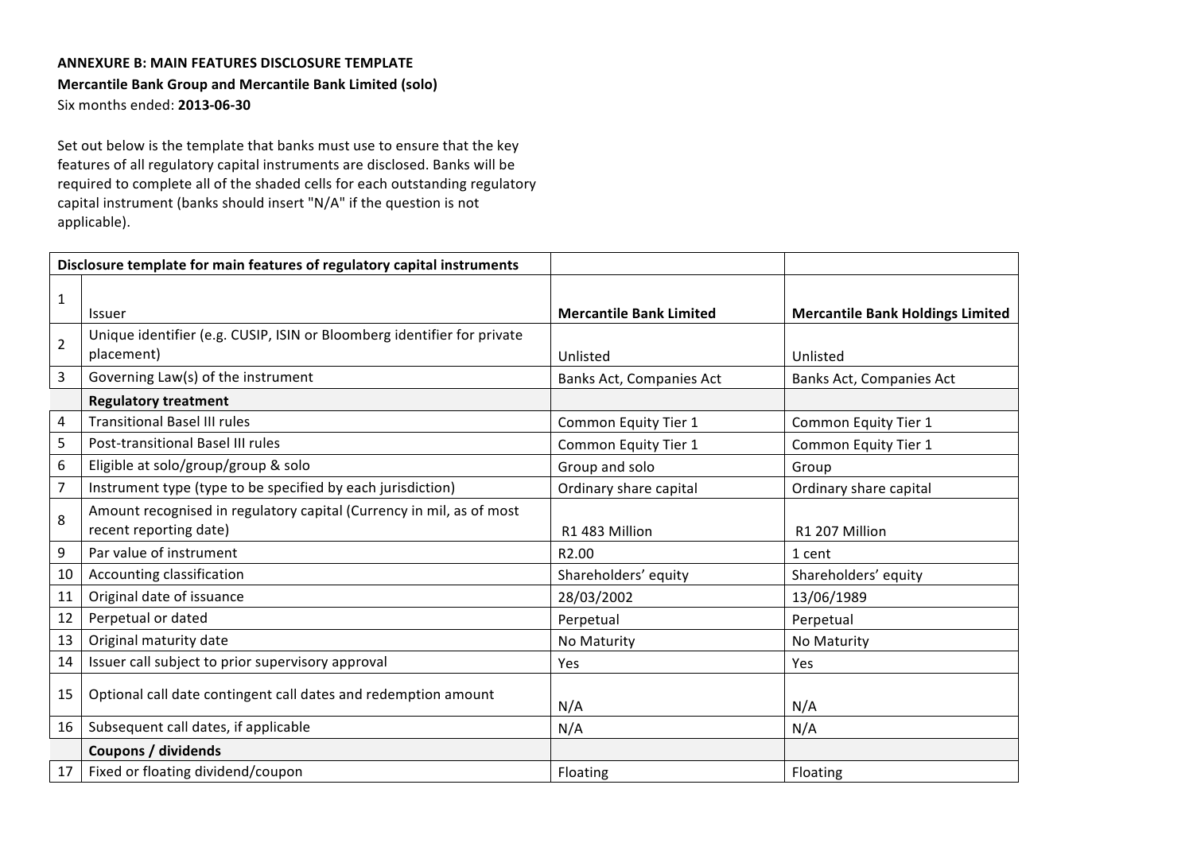**ANNEXURE B: MAIN FEATURES DISCLOSURE TEMPLATE**

**Mercantile Bank Group and Mercantile Bank Limited (solo)**

Six months ended: **2013-06-30**

Set out below is the template that banks must use to ensure that the key features of all regulatory capital instruments are disclosed. Banks will be required to complete all of the shaded cells for each outstanding regulatory capital instrument (banks should insert "N/A" if the question is not applicable).

| Disclosure template for main features of regulatory capital instruments | | | |
|---|---|---|---|
| 1 | Issuer | **Mercantile Bank Limited** | **Mercantile Bank Holdings Limited** |
| 2 | Unique identifier (e.g. CUSIP, ISIN or Bloomberg identifier for private placement) | Unlisted | Unlisted |
| 3 | Governing Law(s) of the instrument | Banks Act, Companies Act | Banks Act, Companies Act |
| | **Regulatory treatment** | | |
| 4 | Transitional Basel III rules | Common Equity Tier 1 | Common Equity Tier 1 |
| 5 | Post-transitional Basel III rules | Common Equity Tier 1 | Common Equity Tier 1 |
| 6 | Eligible at solo/group/group & solo | Group and solo | Group |
| 7 | Instrument type (type to be specified by each jurisdiction) | Ordinary share capital | Ordinary share capital |
| 8 | Amount recognised in regulatory capital (Currency in mil, as of most recent reporting date) | R1 483 Million | R1 207 Million |
| 9 | Par value of instrument | R2.00 | 1 cent |
| 10 | Accounting classification | Shareholders' equity | Shareholders' equity |
| 11 | Original date of issuance | 28/03/2002 | 13/06/1989 |
| 12 | Perpetual or dated | Perpetual | Perpetual |
| 13 | Original maturity date | No Maturity | No Maturity |
| 14 | Issuer call subject to prior supervisory approval | Yes | Yes |
| 15 | Optional call date contingent call dates and redemption amount | N/A | N/A |
| 16 | Subsequent call dates, if applicable | N/A | N/A |
| | **Coupons / dividends** | | |
| 17 | Fixed or floating dividend/coupon | Floating | Floating |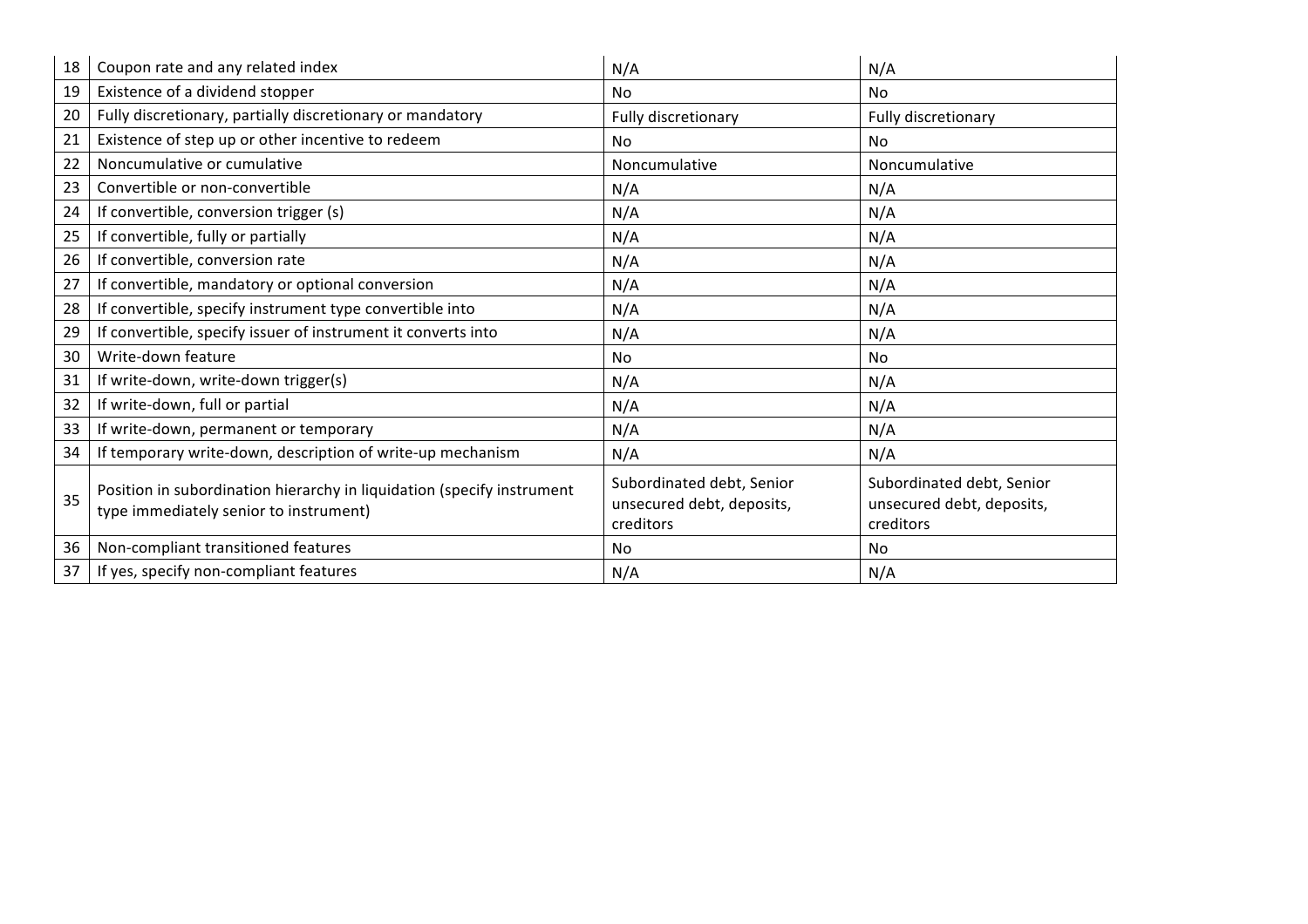| | | | |
|---|---|---|---|
| 18 | Coupon rate and any related index | N/A | N/A |
| 19 | Existence of a dividend stopper | No | No |
| 20 | Fully discretionary, partially discretionary or mandatory | Fully discretionary | Fully discretionary |
| 21 | Existence of step up or other incentive to redeem | No | No |
| 22 | Noncumulative or cumulative | Noncumulative | Noncumulative |
| 23 | Convertible or non-convertible | N/A | N/A |
| 24 | If convertible, conversion trigger (s) | N/A | N/A |
| 25 | If convertible, fully or partially | N/A | N/A |
| 26 | If convertible, conversion rate | N/A | N/A |
| 27 | If convertible, mandatory or optional conversion | N/A | N/A |
| 28 | If convertible, specify instrument type convertible into | N/A | N/A |
| 29 | If convertible, specify issuer of instrument it converts into | N/A | N/A |
| 30 | Write-down feature | No | No |
| 31 | If write-down, write-down trigger(s) | N/A | N/A |
| 32 | If write-down, full or partial | N/A | N/A |
| 33 | If write-down, permanent or temporary | N/A | N/A |
| 34 | If temporary write-down, description of write-up mechanism | N/A | N/A |
| 35 | Position in subordination hierarchy in liquidation (specify instrument type immediately senior to instrument) | Subordinated debt, Senior unsecured debt, deposits, creditors | Subordinated debt, Senior unsecured debt, deposits, creditors |
| 36 | Non-compliant transitioned features | No | No |
| 37 | If yes, specify non-compliant features | N/A | N/A |